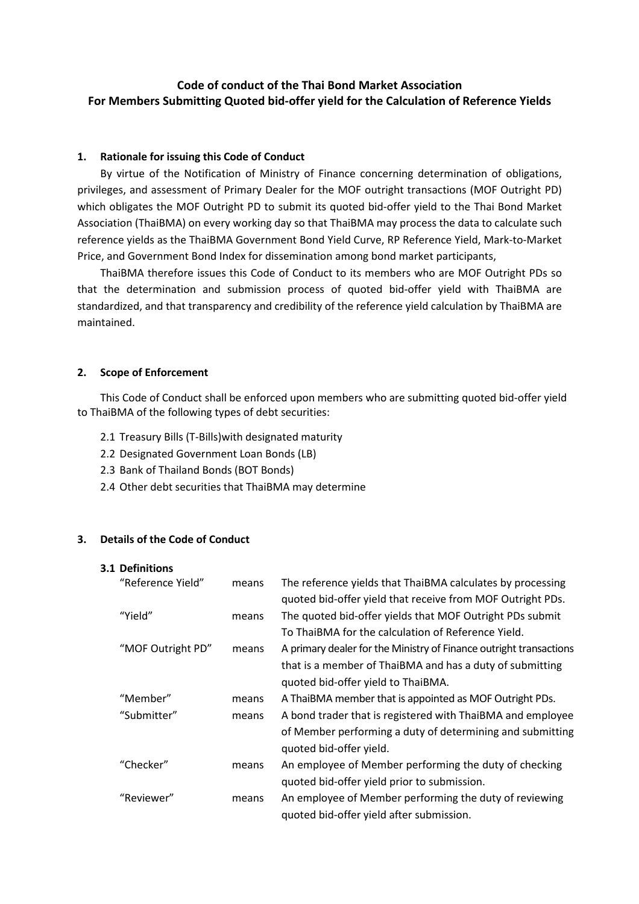# Code of conduct of the Thai Bond Market Association
# For Members Submitting Quoted bid-offer yield for the Calculation of Reference Yields

## 1. Rationale for issuing this Code of Conduct

By virtue of the Notification of Ministry of Finance concerning determination of obligations, privileges, and assessment of Primary Dealer for the MOF outright transactions (MOF Outright PD) which obligates the MOF Outright PD to submit its quoted bid-offer yield to the Thai Bond Market Association (ThaiBMA) on every working day so that ThaiBMA may process the data to calculate such reference yields as the ThaiBMA Government Bond Yield Curve, RP Reference Yield, Mark-to-Market Price, and Government Bond Index for dissemination among bond market participants,

ThaiBMA therefore issues this Code of Conduct to its members who are MOF Outright PDs so that the determination and submission process of quoted bid-offer yield with ThaiBMA are standardized, and that transparency and credibility of the reference yield calculation by ThaiBMA are maintained.

## 2. Scope of Enforcement

This Code of Conduct shall be enforced upon members who are submitting quoted bid-offer yield to ThaiBMA of the following types of debt securities:

2.1 Treasury Bills (T-Bills)with designated maturity
2.2 Designated Government Loan Bonds (LB)
2.3 Bank of Thailand Bonds (BOT Bonds)
2.4 Other debt securities that ThaiBMA may determine

## 3. Details of the Code of Conduct

### 3.1 Definitions

| | | |
|---|---|---|
| "Reference Yield" | means | The reference yields that ThaiBMA calculates by processing quoted bid-offer yield that receive from MOF Outright PDs. |
| "Yield" | means | The quoted bid-offer yields that MOF Outright PDs submit To ThaiBMA for the calculation of Reference Yield. |
| "MOF Outright PD" | means | A primary dealer for the Ministry of Finance outright transactions that is a member of ThaiBMA and has a duty of submitting quoted bid-offer yield to ThaiBMA. |
| "Member" | means | A ThaiBMA member that is appointed as MOF Outright PDs. |
| "Submitter" | means | A bond trader that is registered with ThaiBMA and employee of Member performing a duty of determining and submitting quoted bid-offer yield. |
| "Checker" | means | An employee of Member performing the duty of checking quoted bid-offer yield prior to submission. |
| "Reviewer" | means | An employee of Member performing the duty of reviewing quoted bid-offer yield after submission. |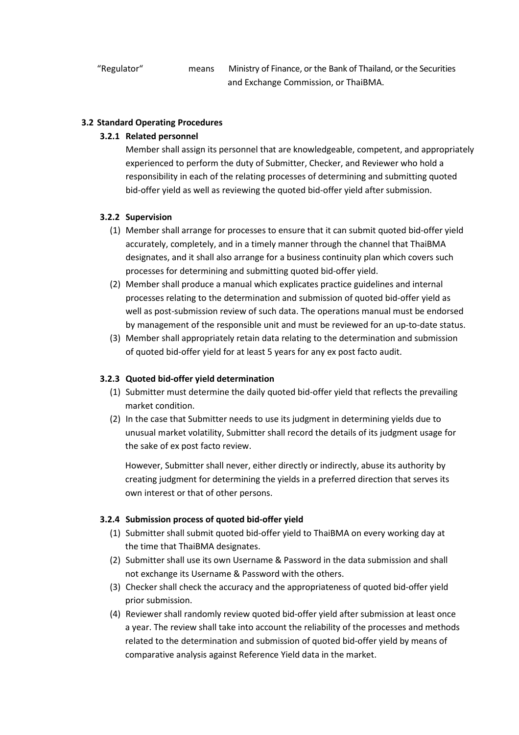"Regulator" means Ministry of Finance, or the Bank of Thailand, or the Securities and Exchange Commission, or ThaiBMA.

### 3.2 Standard Operating Procedures

#### 3.2.1 Related personnel

Member shall assign its personnel that are knowledgeable, competent, and appropriately experienced to perform the duty of Submitter, Checker, and Reviewer who hold a responsibility in each of the relating processes of determining and submitting quoted bid-offer yield as well as reviewing the quoted bid-offer yield after submission.

#### 3.2.2 Supervision

(1) Member shall arrange for processes to ensure that it can submit quoted bid-offer yield accurately, completely, and in a timely manner through the channel that ThaiBMA designates, and it shall also arrange for a business continuity plan which covers such processes for determining and submitting quoted bid-offer yield.

(2) Member shall produce a manual which explicates practice guidelines and internal processes relating to the determination and submission of quoted bid-offer yield as well as post-submission review of such data. The operations manual must be endorsed by management of the responsible unit and must be reviewed for an up-to-date status.

(3) Member shall appropriately retain data relating to the determination and submission of quoted bid-offer yield for at least 5 years for any ex post facto audit.

#### 3.2.3 Quoted bid-offer yield determination

(1) Submitter must determine the daily quoted bid-offer yield that reflects the prevailing market condition.

(2) In the case that Submitter needs to use its judgment in determining yields due to unusual market volatility, Submitter shall record the details of its judgment usage for the sake of ex post facto review.

However, Submitter shall never, either directly or indirectly, abuse its authority by creating judgment for determining the yields in a preferred direction that serves its own interest or that of other persons.

#### 3.2.4 Submission process of quoted bid-offer yield

(1) Submitter shall submit quoted bid-offer yield to ThaiBMA on every working day at the time that ThaiBMA designates.

(2) Submitter shall use its own Username & Password in the data submission and shall not exchange its Username & Password with the others.

(3) Checker shall check the accuracy and the appropriateness of quoted bid-offer yield prior submission.

(4) Reviewer shall randomly review quoted bid-offer yield after submission at least once a year. The review shall take into account the reliability of the processes and methods related to the determination and submission of quoted bid-offer yield by means of comparative analysis against Reference Yield data in the market.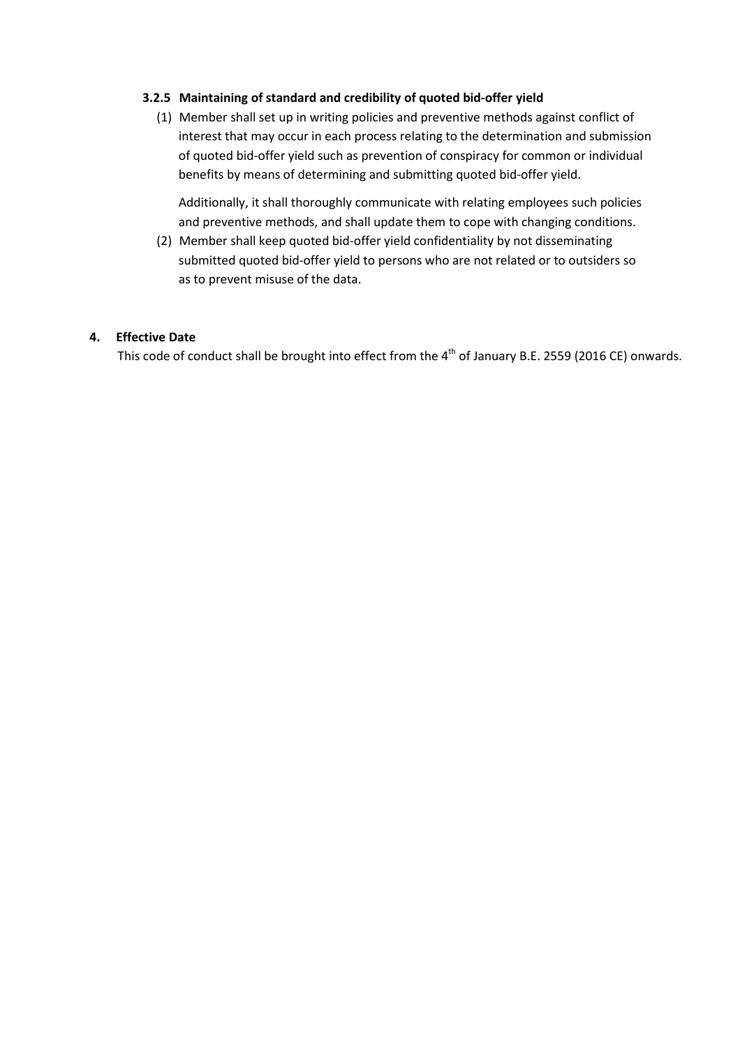#### 3.2.5 Maintaining of standard and credibility of quoted bid-offer yield

(1) Member shall set up in writing policies and preventive methods against conflict of interest that may occur in each process relating to the determination and submission of quoted bid-offer yield such as prevention of conspiracy for common or individual benefits by means of determining and submitting quoted bid-offer yield.

Additionally, it shall thoroughly communicate with relating employees such policies and preventive methods, and shall update them to cope with changing conditions.

(2) Member shall keep quoted bid-offer yield confidentiality by not disseminating submitted quoted bid-offer yield to persons who are not related or to outsiders so as to prevent misuse of the data.

## 4. Effective Date

This code of conduct shall be brought into effect from the 4th of January B.E. 2559 (2016 CE) onwards.